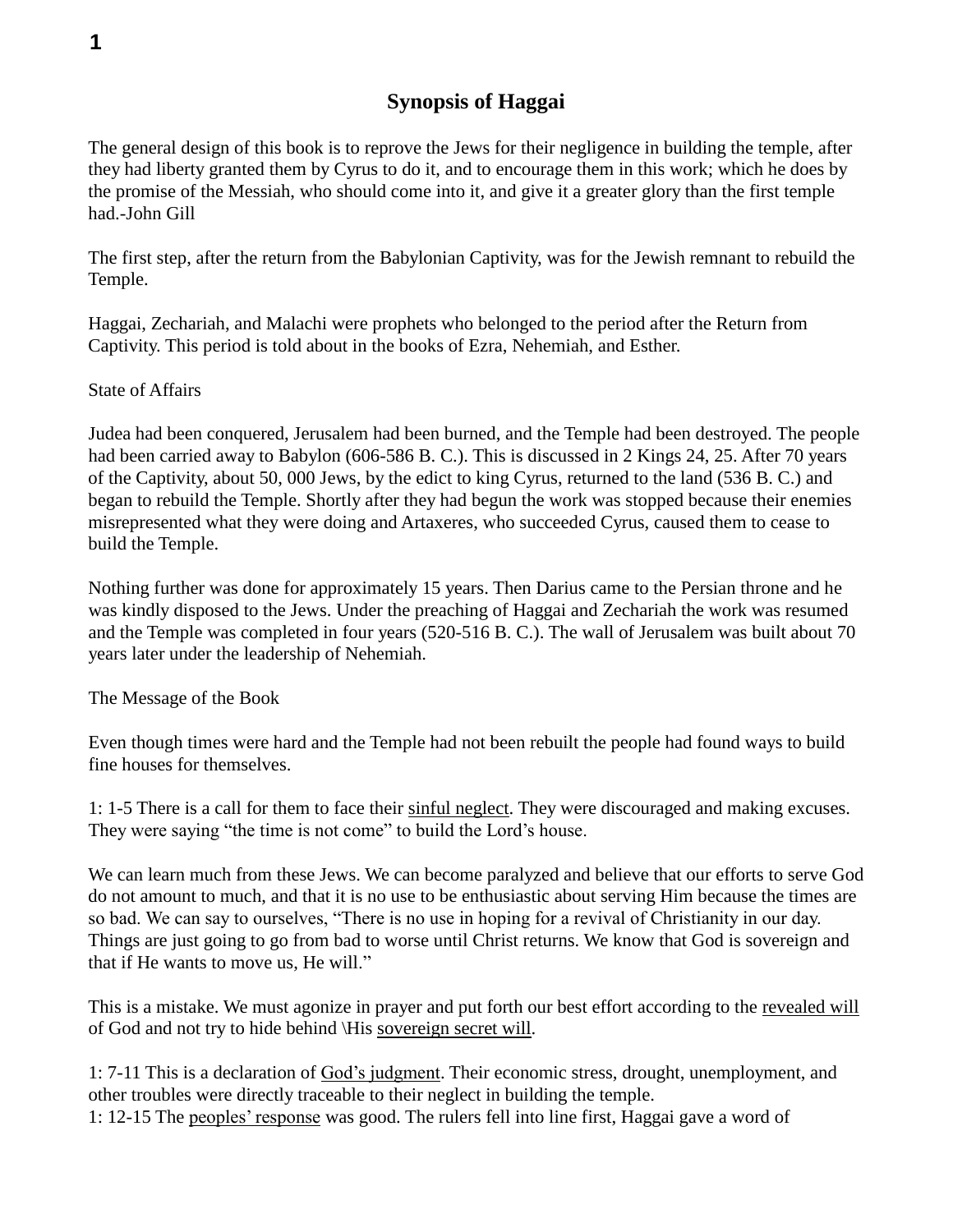# Synopsis of Haggai

The general design of this book is to reprove the Jews for their negligence in building the temple, after they had liberty granted them by Cyrus to do it, and to encourage them in this work; which he does by the promise of the Messiah, who should come into it, and give it a greater glory than the first temple had.-John Gill

The first step, after the return from the Babylonian Captivity, was for the Jewish remnant to rebuild the Temple.

Haggai, Zechariah, and Malachi were prophets who belonged to the period after the Return from Captivity. This period is told about in the books of Ezra, Nehemiah, and Esther.

State of Affairs

Judea had been conquered, Jerusalem had been burned, and the Temple had been destroyed. The people had been carried away to Babylon (606-586 B. C.). This is discussed in 2 Kings 24, 25. After 70 years of the Captivity, about 50, 000 Jews, by the edict to king Cyrus, returned to the land (536 B. C.) and began to rebuild the Temple. Shortly after they had begun the work was stopped because their enemies misrepresented what they were doing and Artaxeres, who succeeded Cyrus, caused them to cease to build the Temple.

Nothing further was done for approximately 15 years. Then Darius came to the Persian throne and he was kindly disposed to the Jews. Under the preaching of Haggai and Zechariah the work was resumed and the Temple was completed in four years (520-516 B. C.). The wall of Jerusalem was built about 70 years later under the leadership of Nehemiah.

The Message of the Book

Even though times were hard and the Temple had not been rebuilt the people had found ways to build fine houses for themselves.

1: 1-5 There is a call for them to face their <u>sinful neglect</u>. They were discouraged and making excuses. They were saying "the time is not come" to build the Lord's house.

We can learn much from these Jews. We can become paralyzed and believe that our efforts to serve God do not amount to much, and that it is no use to be enthusiastic about serving Him because the times are so bad. We can say to ourselves, "There is no use in hoping for a revival of Christianity in our day. Things are just going to go from bad to worse until Christ returns. We know that God is sovereign and that if He wants to move us, He will."

This is a mistake. We must agonize in prayer and put forth our best effort according to the <u>revealed will</u> of God and not try to hide behind \His <u>sovereign secret will</u>.

1: 7-11 This is a declaration of <u>God's judgment</u>. Their economic stress, drought, unemployment, and other troubles were directly traceable to their neglect in building the temple.
1: 12-15 The <u>peoples' response</u> was good. The rulers fell into line first, Haggai gave a word of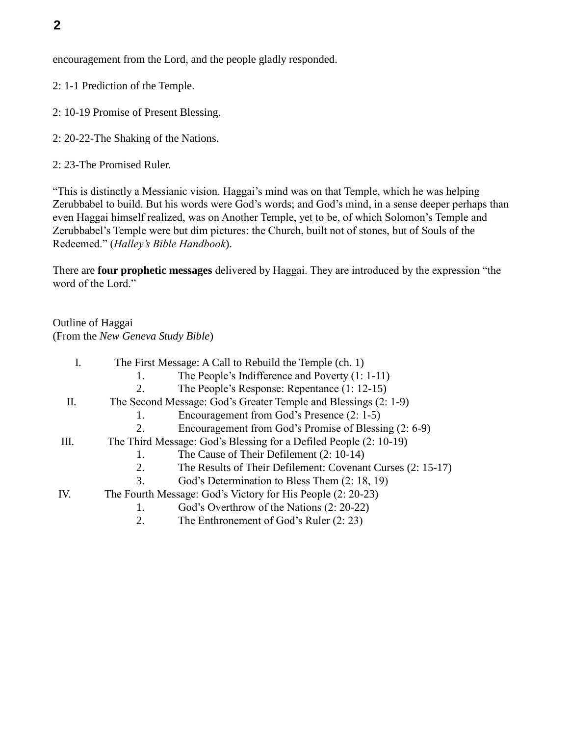encouragement from the Lord, and the people gladly responded.

2: 1-1 Prediction of the Temple.

2: 10-19 Promise of Present Blessing.

2: 20-22-The Shaking of the Nations.

2: 23-The Promised Ruler.

"This is distinctly a Messianic vision. Haggai's mind was on that Temple, which he was helping Zerubbabel to build. But his words were God's words; and God's mind, in a sense deeper perhaps than even Haggai himself realized, was on Another Temple, yet to be, of which Solomon's Temple and Zerubbabel's Temple were but dim pictures: the Church, built not of stones, but of Souls of the Redeemed." (*Halley's Bible Handbook*).

There are **four prophetic messages** delivered by Haggai. They are introduced by the expression "the word of the Lord."

Outline of Haggai
(From the *New Geneva Study Bible*)

I. The First Message: A Call to Rebuild the Temple (ch. 1)
   1. The People's Indifference and Poverty (1: 1-11)
   2. The People's Response: Repentance (1: 12-15)

II. The Second Message: God's Greater Temple and Blessings (2: 1-9)
   1. Encouragement from God's Presence (2: 1-5)
   2. Encouragement from God's Promise of Blessing (2: 6-9)

III. The Third Message: God's Blessing for a Defiled People (2: 10-19)
   1. The Cause of Their Defilement (2: 10-14)
   2. The Results of Their Defilement: Covenant Curses (2: 15-17)
   3. God's Determination to Bless Them (2: 18, 19)

IV. The Fourth Message: God's Victory for His People (2: 20-23)
   1. God's Overthrow of the Nations (2: 20-22)
   2. The Enthronement of God's Ruler (2: 23)